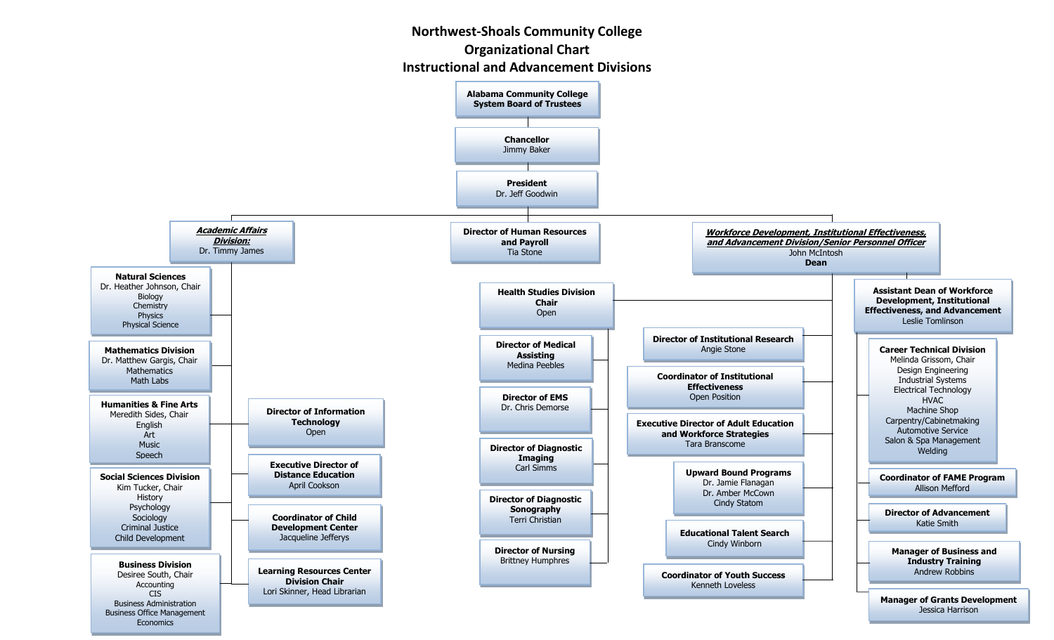# Northwest-Shoals Community College
## Organizational Chart
## Instructional and Advancement Divisions

- **Alabama Community College System Board of Trustees**
  - **Chancellor**
    Jimmy Baker
    - **President**
      Dr. Jeff Goodwin
      - ***Academic Affairs Division:***
        Dr. Timmy James
        - **Natural Sciences**
          Dr. Heather Johnson, Chair
          Biology
          Chemistry
          Physics
          Physical Science
        - **Mathematics Division**
          Dr. Matthew Gargis, Chair
          Mathematics
          Math Labs
        - **Humanities & Fine Arts**
          Meredith Sides, Chair
          English
          Art
          Music
          Speech
        - **Social Sciences Division**
          Kim Tucker, Chair
          History
          Psychology
          Sociology
          Criminal Justice
          Child Development
        - **Business Division**
          Desiree South, Chair
          Accounting
          CIS
          Business Administration
          Business Office Management
          Economics
        - **Director of Information Technology**
          Open
        - **Executive Director of Distance Education**
          April Cookson
        - **Coordinator of Child Development Center**
          Jacqueline Jefferys
        - **Learning Resources Center Division Chair**
          Lori Skinner, Head Librarian
      - **Director of Human Resources and Payroll**
        Tia Stone
      - ***Workforce Development, Institutional Effectiveness, and Advancement Division/Senior Personnel Officer***
        John McIntosh
        **Dean**
        - **Health Studies Division Chair**
          Open
          - **Director of Medical Assisting**
            Medina Peebles
          - **Director of EMS**
            Dr. Chris Demorse
          - **Director of Diagnostic Imaging**
            Carl Simms
          - **Director of Diagnostic Sonography**
            Terri Christian
          - **Director of Nursing**
            Brittney Humphres
        - **Director of Institutional Research**
          Angie Stone
        - **Coordinator of Institutional Effectiveness**
          Open Position
        - **Executive Director of Adult Education and Workforce Strategies**
          Tara Branscome
        - **Upward Bound Programs**
          Dr. Jamie Flanagan
          Dr. Amber McCown
          Cindy Statom
        - **Educational Talent Search**
          Cindy Winborn
        - **Coordinator of Youth Success**
          Kenneth Loveless
        - **Assistant Dean of Workforce Development, Institutional Effectiveness, and Advancement**
          Leslie Tomlinson
          - **Career Technical Division**
            Melinda Grissom, Chair
            Design Engineering
            Industrial Systems
            Electrical Technology
            HVAC
            Machine Shop
            Carpentry/Cabinetmaking
            Automotive Service
            Salon & Spa Management
            Welding
          - **Coordinator of FAME Program**
            Allison Mefford
          - **Director of Advancement**
            Katie Smith
          - **Manager of Business and Industry Training**
            Andrew Robbins
          - **Manager of Grants Development**
            Jessica Harrison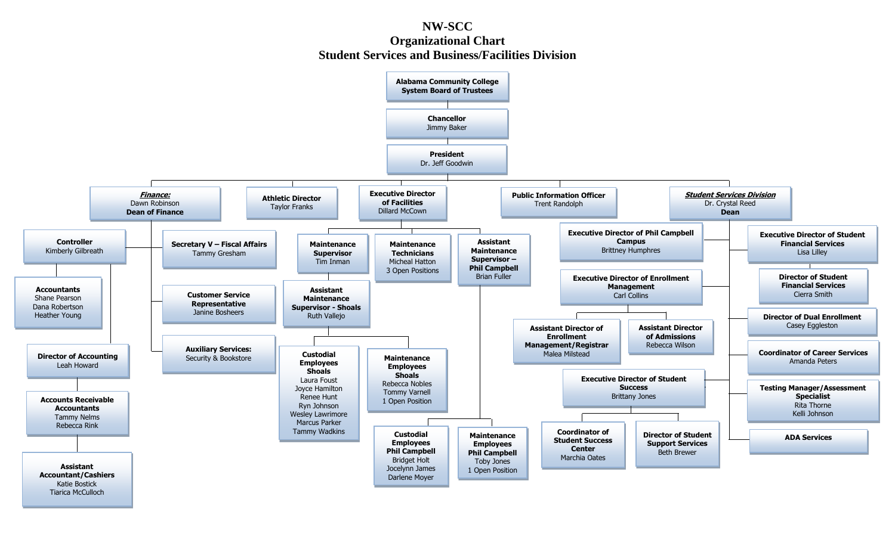# NW-SCC
# Organizational Chart
# Student Services and Business/Facilities Division

**Alabama Community College System Board of Trustees**

**Chancellor**
Jimmy Baker

**President**
Dr. Jeff Goodwin

***Finance:***
Dawn Robinson
**Dean of Finance**

- **Controller**
  Kimberly Gilbreath
  - **Accountants**
    Shane Pearson
    Dana Robertson
    Heather Young
  - **Director of Accounting**
    Leah Howard
    - **Accounts Receivable Accountants**
      Tammy Nelms
      Rebecca Rink
      - **Assistant Accountant/Cashiers**
        Katie Bostick
        Tiarica McCulloch
- **Secretary V – Fiscal Affairs**
  Tammy Gresham
- **Customer Service Representative**
  Janine Bosheers
- **Auxiliary Services:**
  Security & Bookstore

**Athletic Director**
Taylor Franks

**Executive Director of Facilities**
Dillard McCown

- **Maintenance Supervisor**
  Tim Inman
  - **Assistant Maintenance Supervisor - Shoals**
    Ruth Vallejo
    - **Custodial Employees Shoals**
      Laura Foust
      Joyce Hamilton
      Renee Hunt
      Ryn Johnson
      Wesley Lawrimore
      Marcus Parker
      Tammy Wadkins
    - **Maintenance Employees Shoals**
      Rebecca Nobles
      Tommy Varnell
      1 Open Position
- **Maintenance Technicians**
  Micheal Hatton
  3 Open Positions
- **Assistant Maintenance Supervisor – Phil Campbell**
  Brian Fuller
  - **Custodial Employees Phil Campbell**
    Bridget Holt
    Jocelynn James
    Darlene Moyer
  - **Maintenance Employees Phil Campbell**
    Toby Jones
    1 Open Position

**Public Information Officer**
Trent Randolph

***Student Services Division***
Dr. Crystal Reed
**Dean**

- **Executive Director of Phil Campbell Campus**
  Brittney Humphres
- **Executive Director of Enrollment Management**
  Carl Collins
  - **Assistant Director of Enrollment Management/Registrar**
    Malea Milstead
  - **Assistant Director of Admissions**
    Rebecca Wilson
- **Executive Director of Student Success**
  Brittany Jones
  - **Coordinator of Student Success Center**
    Marchia Oates
  - **Director of Student Support Services**
    Beth Brewer
- **Executive Director of Student Financial Services**
  Lisa Lilley
  - **Director of Student Financial Services**
    Cierra Smith
- **Director of Dual Enrollment**
  Casey Eggleston
- **Coordinator of Career Services**
  Amanda Peters
- **Testing Manager/Assessment Specialist**
  Rita Thorne
  Kelli Johnson
- **ADA Services**